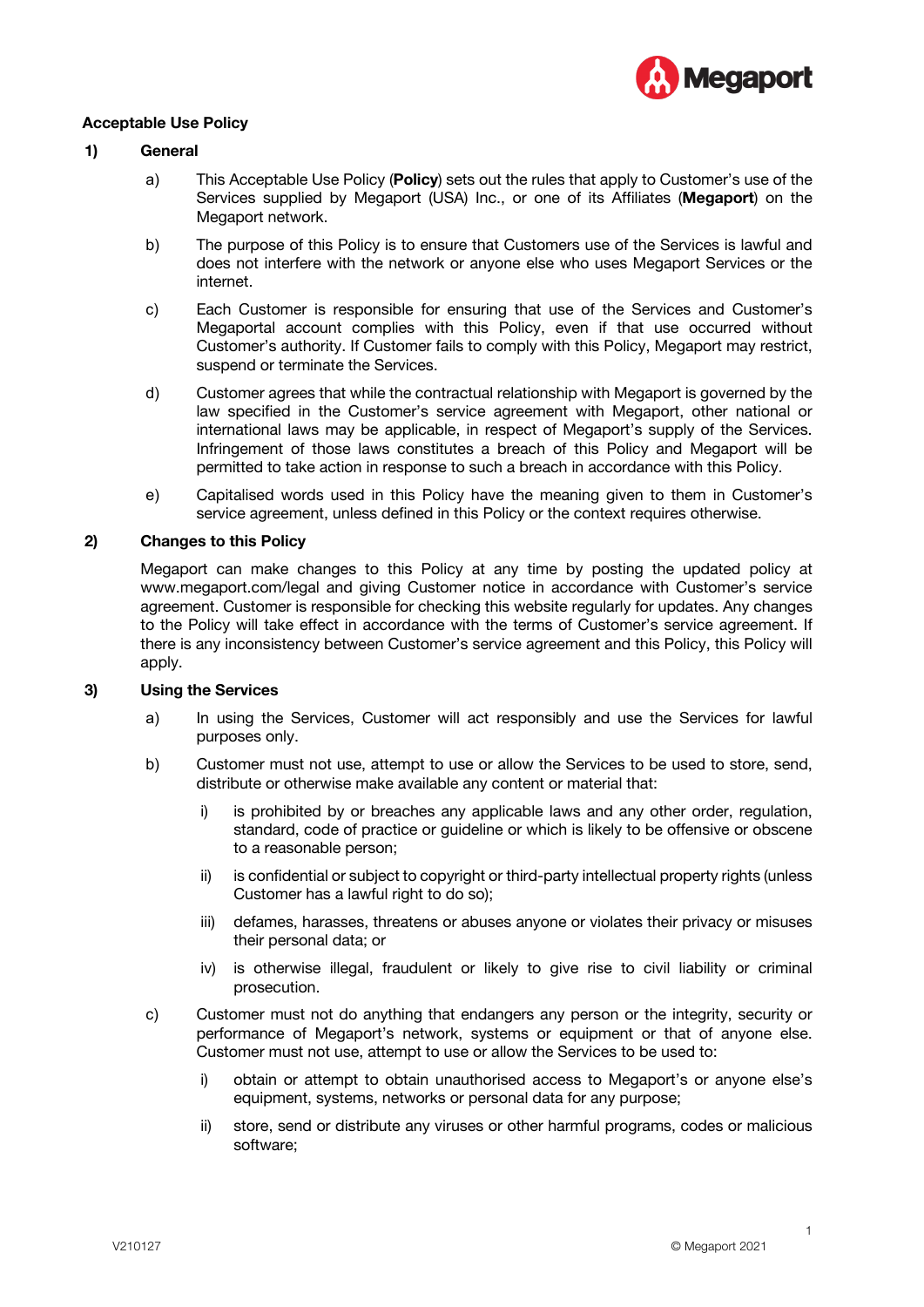# Acceptable Use Policy

## 1) General

a) This Acceptable Use Policy (**Policy**) sets out the rules that apply to Customer's use of the Services supplied by Megaport (USA) Inc., or one of its Affiliates (**Megaport**) on the Megaport network.

b) The purpose of this Policy is to ensure that Customers use of the Services is lawful and does not interfere with the network or anyone else who uses Megaport Services or the internet.

c) Each Customer is responsible for ensuring that use of the Services and Customer's Megaportal account complies with this Policy, even if that use occurred without Customer's authority. If Customer fails to comply with this Policy, Megaport may restrict, suspend or terminate the Services.

d) Customer agrees that while the contractual relationship with Megaport is governed by the law specified in the Customer's service agreement with Megaport, other national or international laws may be applicable, in respect of Megaport's supply of the Services. Infringement of those laws constitutes a breach of this Policy and Megaport will be permitted to take action in response to such a breach in accordance with this Policy.

e) Capitalised words used in this Policy have the meaning given to them in Customer's service agreement, unless defined in this Policy or the context requires otherwise.

## 2) Changes to this Policy

Megaport can make changes to this Policy at any time by posting the updated policy at www.megaport.com/legal and giving Customer notice in accordance with Customer's service agreement. Customer is responsible for checking this website regularly for updates. Any changes to the Policy will take effect in accordance with the terms of Customer's service agreement. If there is any inconsistency between Customer's service agreement and this Policy, this Policy will apply.

## 3) Using the Services

a) In using the Services, Customer will act responsibly and use the Services for lawful purposes only.

b) Customer must not use, attempt to use or allow the Services to be used to store, send, distribute or otherwise make available any content or material that:

   i) is prohibited by or breaches any applicable laws and any other order, regulation, standard, code of practice or guideline or which is likely to be offensive or obscene to a reasonable person;

   ii) is confidential or subject to copyright or third-party intellectual property rights (unless Customer has a lawful right to do so);

   iii) defames, harasses, threatens or abuses anyone or violates their privacy or misuses their personal data; or

   iv) is otherwise illegal, fraudulent or likely to give rise to civil liability or criminal prosecution.

c) Customer must not do anything that endangers any person or the integrity, security or performance of Megaport's network, systems or equipment or that of anyone else. Customer must not use, attempt to use or allow the Services to be used to:

   i) obtain or attempt to obtain unauthorised access to Megaport's or anyone else's equipment, systems, networks or personal data for any purpose;

   ii) store, send or distribute any viruses or other harmful programs, codes or malicious software;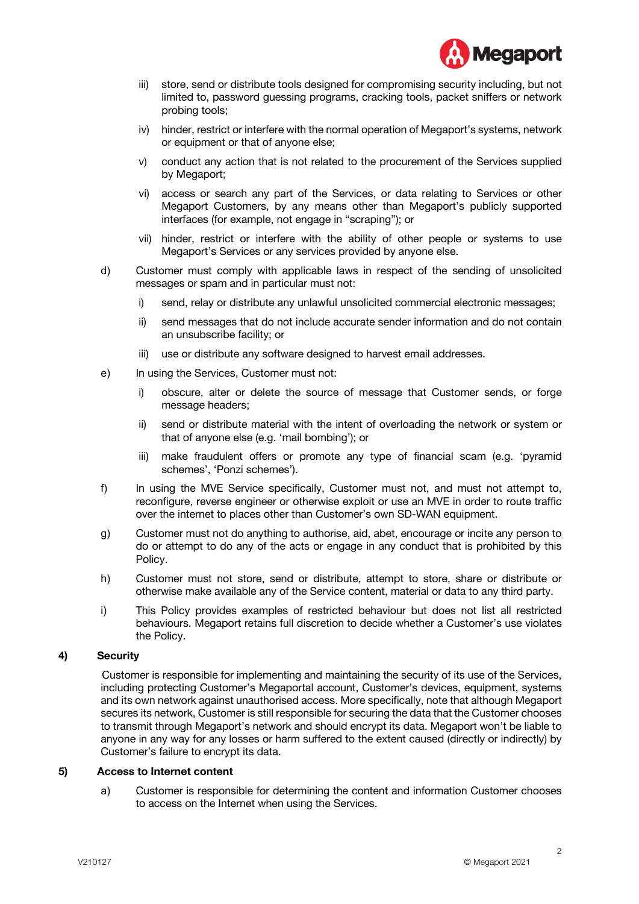iii) store, send or distribute tools designed for compromising security including, but not limited to, password guessing programs, cracking tools, packet sniffers or network probing tools;

iv) hinder, restrict or interfere with the normal operation of Megaport's systems, network or equipment or that of anyone else;

v) conduct any action that is not related to the procurement of the Services supplied by Megaport;

vi) access or search any part of the Services, or data relating to Services or other Megaport Customers, by any means other than Megaport's publicly supported interfaces (for example, not engage in "scraping"); or

vii) hinder, restrict or interfere with the ability of other people or systems to use Megaport's Services or any services provided by anyone else.

d) Customer must comply with applicable laws in respect of the sending of unsolicited messages or spam and in particular must not:

i) send, relay or distribute any unlawful unsolicited commercial electronic messages;

ii) send messages that do not include accurate sender information and do not contain an unsubscribe facility; or

iii) use or distribute any software designed to harvest email addresses.

e) In using the Services, Customer must not:

i) obscure, alter or delete the source of message that Customer sends, or forge message headers;

ii) send or distribute material with the intent of overloading the network or system or that of anyone else (e.g. 'mail bombing'); or

iii) make fraudulent offers or promote any type of financial scam (e.g. 'pyramid schemes', 'Ponzi schemes').

f) In using the MVE Service specifically, Customer must not, and must not attempt to, reconfigure, reverse engineer or otherwise exploit or use an MVE in order to route traffic over the internet to places other than Customer's own SD-WAN equipment.

g) Customer must not do anything to authorise, aid, abet, encourage or incite any person to do or attempt to do any of the acts or engage in any conduct that is prohibited by this Policy.

h) Customer must not store, send or distribute, attempt to store, share or distribute or otherwise make available any of the Service content, material or data to any third party.

i) This Policy provides examples of restricted behaviour but does not list all restricted behaviours. Megaport retains full discretion to decide whether a Customer's use violates the Policy.

## 4) Security

Customer is responsible for implementing and maintaining the security of its use of the Services, including protecting Customer's Megaportal account, Customer's devices, equipment, systems and its own network against unauthorised access. More specifically, note that although Megaport secures its network, Customer is still responsible for securing the data that the Customer chooses to transmit through Megaport's network and should encrypt its data. Megaport won't be liable to anyone in any way for any losses or harm suffered to the extent caused (directly or indirectly) by Customer's failure to encrypt its data.

## 5) Access to Internet content

a) Customer is responsible for determining the content and information Customer chooses to access on the Internet when using the Services.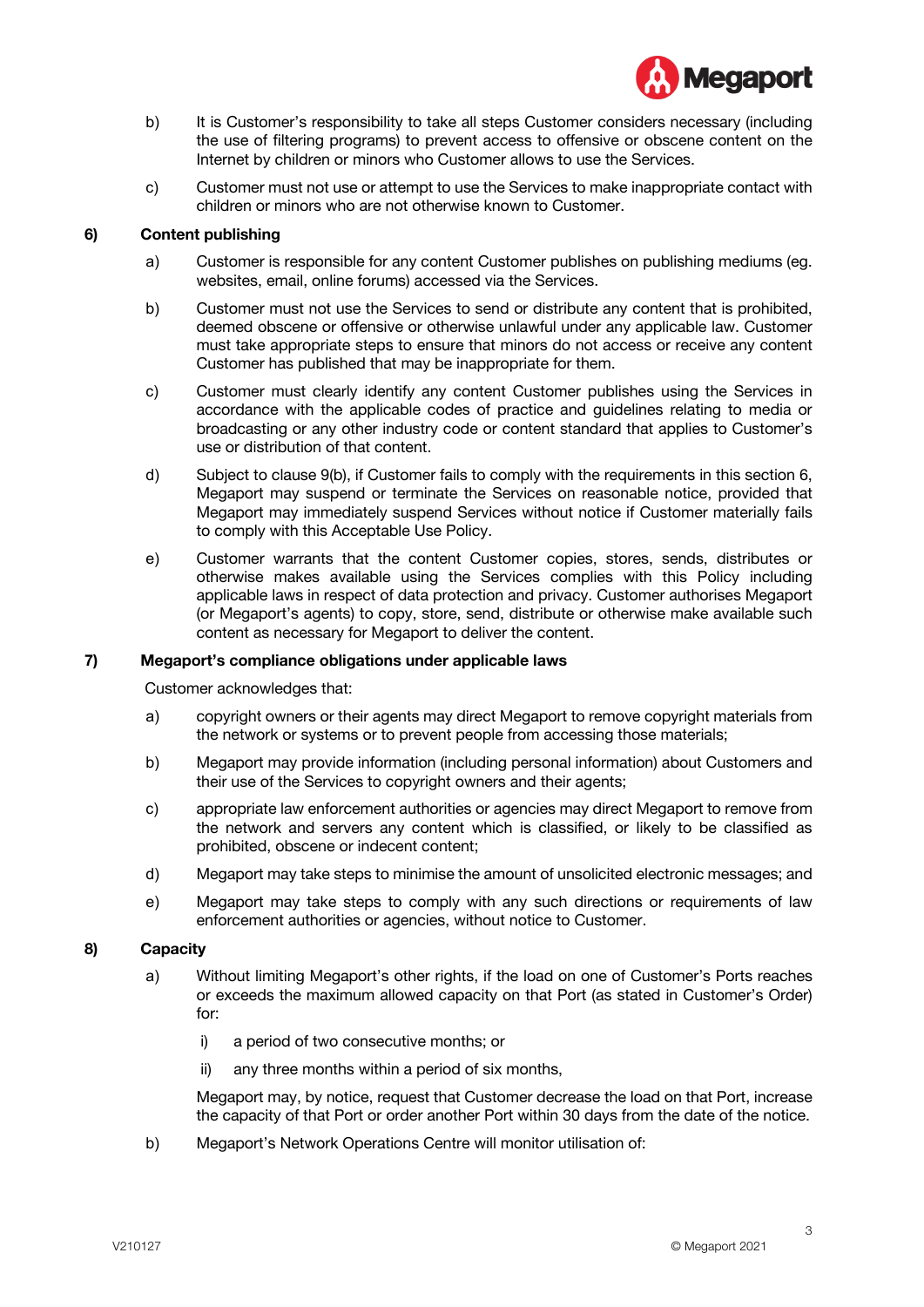b) It is Customer's responsibility to take all steps Customer considers necessary (including the use of filtering programs) to prevent access to offensive or obscene content on the Internet by children or minors who Customer allows to use the Services.

c) Customer must not use or attempt to use the Services to make inappropriate contact with children or minors who are not otherwise known to Customer.

**6) Content publishing**

a) Customer is responsible for any content Customer publishes on publishing mediums (eg. websites, email, online forums) accessed via the Services.

b) Customer must not use the Services to send or distribute any content that is prohibited, deemed obscene or offensive or otherwise unlawful under any applicable law. Customer must take appropriate steps to ensure that minors do not access or receive any content Customer has published that may be inappropriate for them.

c) Customer must clearly identify any content Customer publishes using the Services in accordance with the applicable codes of practice and guidelines relating to media or broadcasting or any other industry code or content standard that applies to Customer's use or distribution of that content.

d) Subject to clause 9(b), if Customer fails to comply with the requirements in this section 6, Megaport may suspend or terminate the Services on reasonable notice, provided that Megaport may immediately suspend Services without notice if Customer materially fails to comply with this Acceptable Use Policy.

e) Customer warrants that the content Customer copies, stores, sends, distributes or otherwise makes available using the Services complies with this Policy including applicable laws in respect of data protection and privacy. Customer authorises Megaport (or Megaport's agents) to copy, store, send, distribute or otherwise make available such content as necessary for Megaport to deliver the content.

**7) Megaport's compliance obligations under applicable laws**

Customer acknowledges that:

a) copyright owners or their agents may direct Megaport to remove copyright materials from the network or systems or to prevent people from accessing those materials;

b) Megaport may provide information (including personal information) about Customers and their use of the Services to copyright owners and their agents;

c) appropriate law enforcement authorities or agencies may direct Megaport to remove from the network and servers any content which is classified, or likely to be classified as prohibited, obscene or indecent content;

d) Megaport may take steps to minimise the amount of unsolicited electronic messages; and

e) Megaport may take steps to comply with any such directions or requirements of law enforcement authorities or agencies, without notice to Customer.

**8) Capacity**

a) Without limiting Megaport's other rights, if the load on one of Customer's Ports reaches or exceeds the maximum allowed capacity on that Port (as stated in Customer's Order) for:

   i) a period of two consecutive months; or

   ii) any three months within a period of six months,

   Megaport may, by notice, request that Customer decrease the load on that Port, increase the capacity of that Port or order another Port within 30 days from the date of the notice.

b) Megaport's Network Operations Centre will monitor utilisation of: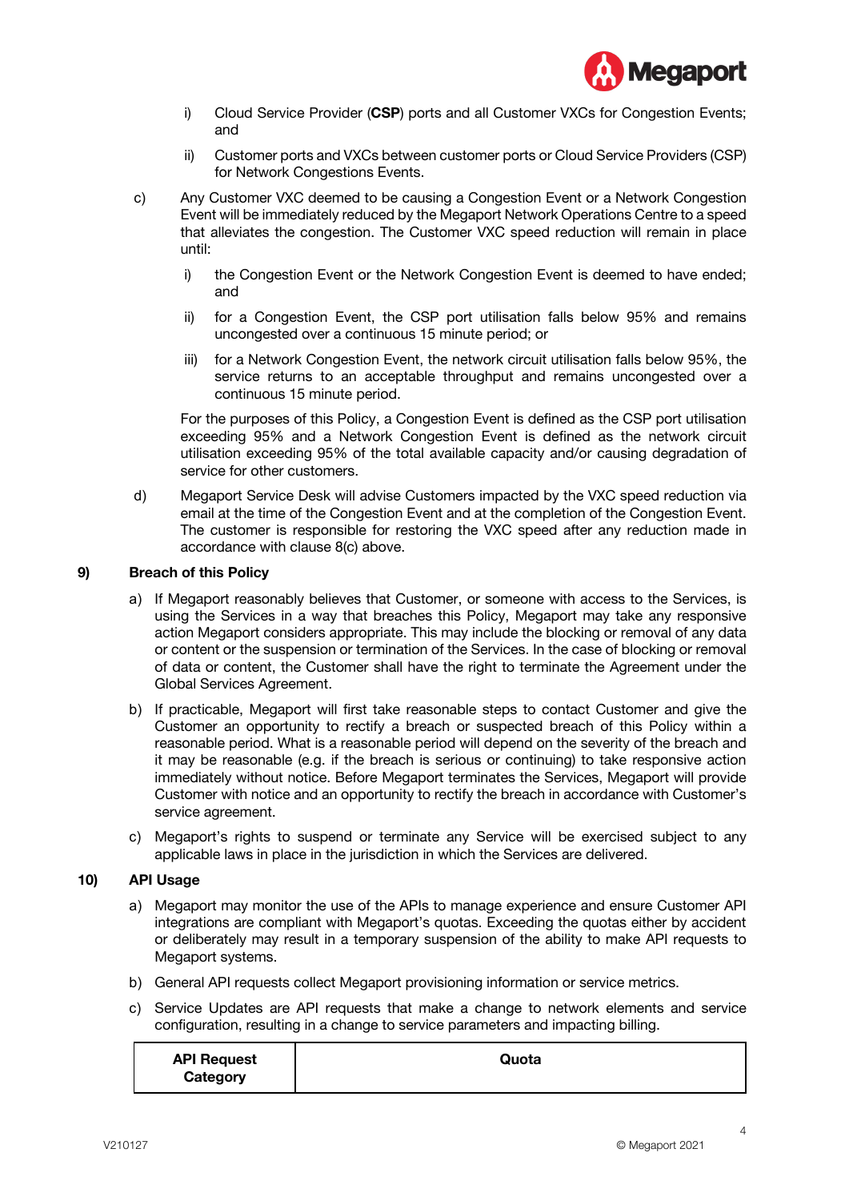i) Cloud Service Provider (**CSP**) ports and all Customer VXCs for Congestion Events; and

ii) Customer ports and VXCs between customer ports or Cloud Service Providers (CSP) for Network Congestions Events.

c) Any Customer VXC deemed to be causing a Congestion Event or a Network Congestion Event will be immediately reduced by the Megaport Network Operations Centre to a speed that alleviates the congestion. The Customer VXC speed reduction will remain in place until:

i) the Congestion Event or the Network Congestion Event is deemed to have ended; and

ii) for a Congestion Event, the CSP port utilisation falls below 95% and remains uncongested over a continuous 15 minute period; or

iii) for a Network Congestion Event, the network circuit utilisation falls below 95%, the service returns to an acceptable throughput and remains uncongested over a continuous 15 minute period.

For the purposes of this Policy, a Congestion Event is defined as the CSP port utilisation exceeding 95% and a Network Congestion Event is defined as the network circuit utilisation exceeding 95% of the total available capacity and/or causing degradation of service for other customers.

d) Megaport Service Desk will advise Customers impacted by the VXC speed reduction via email at the time of the Congestion Event and at the completion of the Congestion Event. The customer is responsible for restoring the VXC speed after any reduction made in accordance with clause 8(c) above.

## 9) Breach of this Policy

a) If Megaport reasonably believes that Customer, or someone with access to the Services, is using the Services in a way that breaches this Policy, Megaport may take any responsive action Megaport considers appropriate. This may include the blocking or removal of any data or content or the suspension or termination of the Services. In the case of blocking or removal of data or content, the Customer shall have the right to terminate the Agreement under the Global Services Agreement.

b) If practicable, Megaport will first take reasonable steps to contact Customer and give the Customer an opportunity to rectify a breach or suspected breach of this Policy within a reasonable period. What is a reasonable period will depend on the severity of the breach and it may be reasonable (e.g. if the breach is serious or continuing) to take responsive action immediately without notice. Before Megaport terminates the Services, Megaport will provide Customer with notice and an opportunity to rectify the breach in accordance with Customer's service agreement.

c) Megaport's rights to suspend or terminate any Service will be exercised subject to any applicable laws in place in the jurisdiction in which the Services are delivered.

## 10) API Usage

a) Megaport may monitor the use of the APIs to manage experience and ensure Customer API integrations are compliant with Megaport's quotas. Exceeding the quotas either by accident or deliberately may result in a temporary suspension of the ability to make API requests to Megaport systems.

b) General API requests collect Megaport provisioning information or service metrics.

c) Service Updates are API requests that make a change to network elements and service configuration, resulting in a change to service parameters and impacting billing.

| API Request Category | Quota |
|---|---|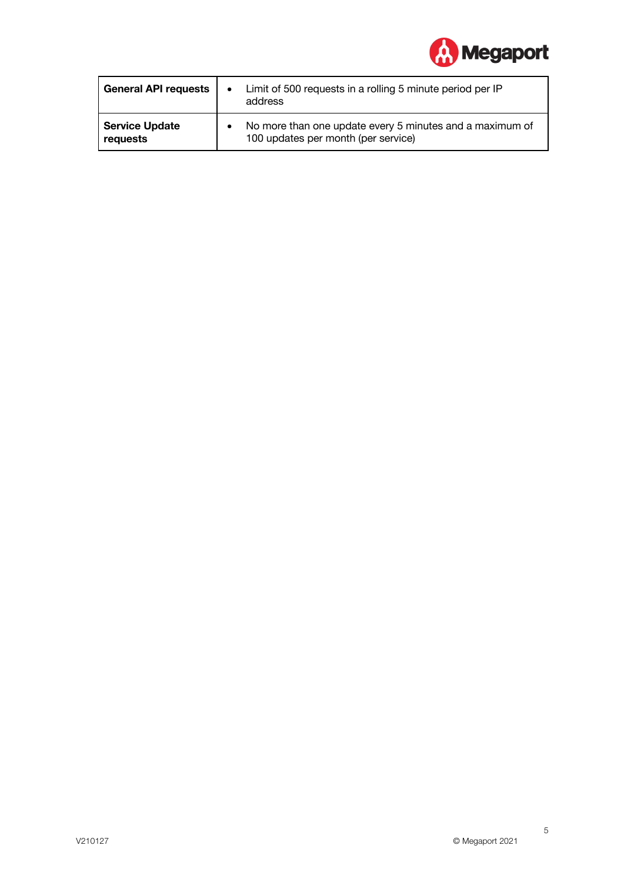| | |
|---|---|
| **General API requests** | • Limit of 500 requests in a rolling 5 minute period per IP address |
| **Service Update requests** | • No more than one update every 5 minutes and a maximum of 100 updates per month (per service) |